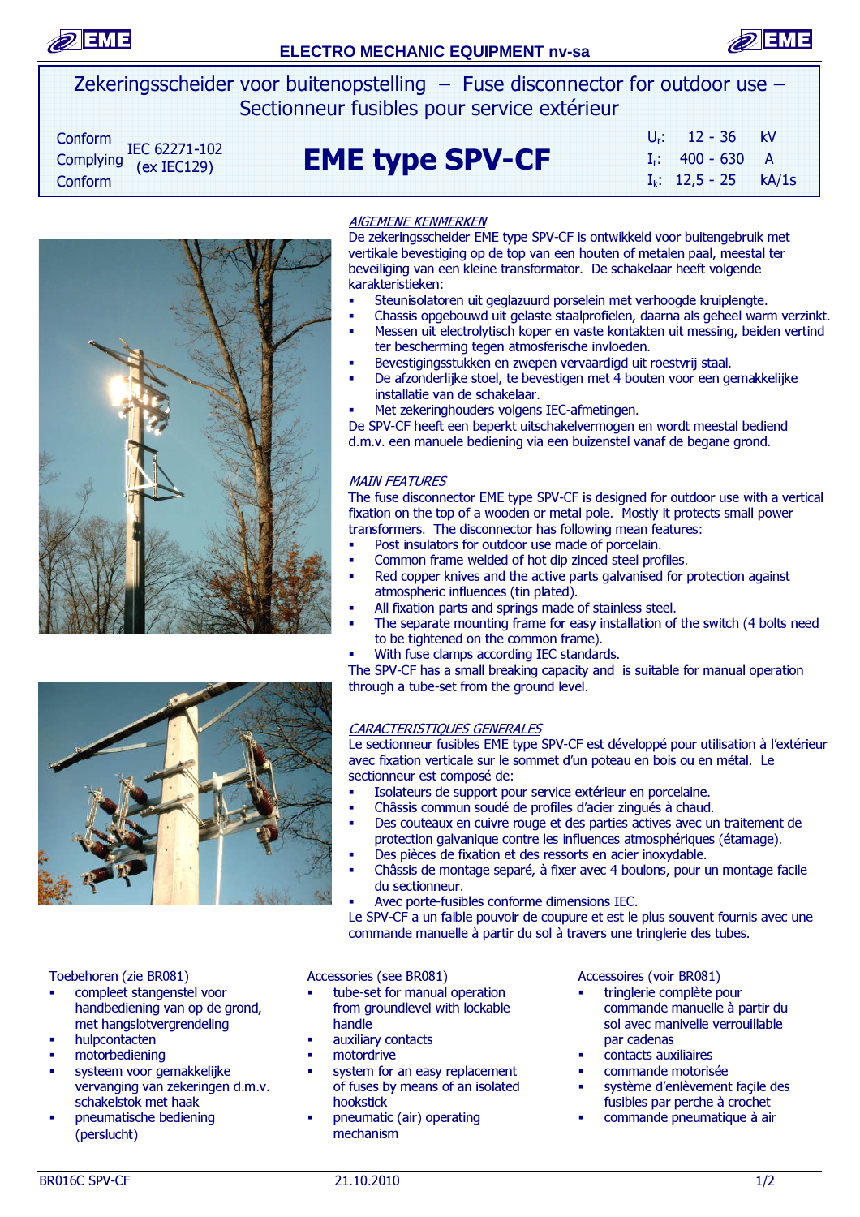ELECTRO MECHANIC EQUIPMENT nv-sa

# Zekeringsscheider voor buitenopstelling – Fuse disconnector for outdoor use – Sectionneur fusibles pour service extérieur

Conform / Complying / Conform IEC 62271-102 (ex IEC129)

## EME type SPV-CF

$U_r$: 12 - 36 kV
$I_r$: 400 - 630 A
$I_k$: 12,5 - 25 kA/1s

### AlGEMENE KENMERKEN

De zekeringsscheider EME type SPV-CF is ontwikkeld voor buitengebruik met vertikale bevestiging op de top van een houten of metalen paal, meestal ter beveiliging van een kleine transformator. De schakelaar heeft volgende karakteristieken:

- Steunisolatoren uit geglazuurd porselein met verhoogde kruiplengte.
- Chassis opgebouwd uit gelaste staalprofielen, daarna als geheel warm verzinkt.
- Messen uit electrolytisch koper en vaste kontakten uit messing, beiden vertind ter bescherming tegen atmosferische invloeden.
- Bevestigingsstukken en zwepen vervaardigd uit roestvrij staal.
- De afzonderlijke stoel, te bevestigen met 4 bouten voor een gemakkelijke installatie van de schakelaar.
- Met zekeringhouders volgens IEC-afmetingen.

De SPV-CF heeft een beperkt uitschakelvermogen en wordt meestal bediend d.m.v. een manuele bediening via een buizenstel vanaf de begane grond.

### MAIN FEATURES

The fuse disconnector EME type SPV-CF is designed for outdoor use with a vertical fixation on the top of a wooden or metal pole. Mostly it protects small power transformers. The disconnector has following mean features:

- Post insulators for outdoor use made of porcelain.
- Common frame welded of hot dip zinced steel profiles.
- Red copper knives and the active parts galvanised for protection against atmospheric influences (tin plated).
- All fixation parts and springs made of stainless steel.
- The separate mounting frame for easy installation of the switch (4 bolts need to be tightened on the common frame).
- With fuse clamps according IEC standards.

The SPV-CF has a small breaking capacity and is suitable for manual operation through a tube-set from the ground level.

### CARACTERISTIQUES GENERALES

Le sectionneur fusibles EME type SPV-CF est développé pour utilisation à l'extérieur avec fixation verticale sur le sommet d'un poteau en bois ou en métal. Le sectionneur est composé de:

- Isolateurs de support pour service extérieur en porcelaine.
- Châssis commun soudé de profiles d'acier zingués à chaud.
- Des couteaux en cuivre rouge et des parties actives avec un traitement de protection galvanique contre les influences atmosphériques (étamage).
- Des pièces de fixation et des ressorts en acier inoxydable.
- Châssis de montage separé, à fixer avec 4 boulons, pour un montage facile du sectionneur.
- Avec porte-fusibles conforme dimensions IEC.

Le SPV-CF a un faible pouvoir de coupure et est le plus souvent fournis avec une commande manuelle à partir du sol à travers une tringlerie des tubes.

#### Toebehoren (zie BR081)

- compleet stangenstel voor handbediening van op de grond, met hangslotvergrendeling
- hulpcontacten
- motorbediening
- systeem voor gemakkelijke vervanging van zekeringen d.m.v. schakelstok met haak
- pneumatische bediening (perslucht)

#### Accessories (see BR081)

- tube-set for manual operation from groundlevel with lockable handle
- auxiliary contacts
- motordrive
- system for an easy replacement of fuses by means of an isolated hookstick
- pneumatic (air) operating mechanism

#### Accessoires (voir BR081)

- tringlerie complète pour commande manuelle à partir du sol avec manivelle verrouillable par cadenas
- contacts auxiliaires
- commande motorisée
- système d'enlèvement façile des fusibles par perche à crochet
- commande pneumatique à air

BR016C SPV-CF 21.10.2010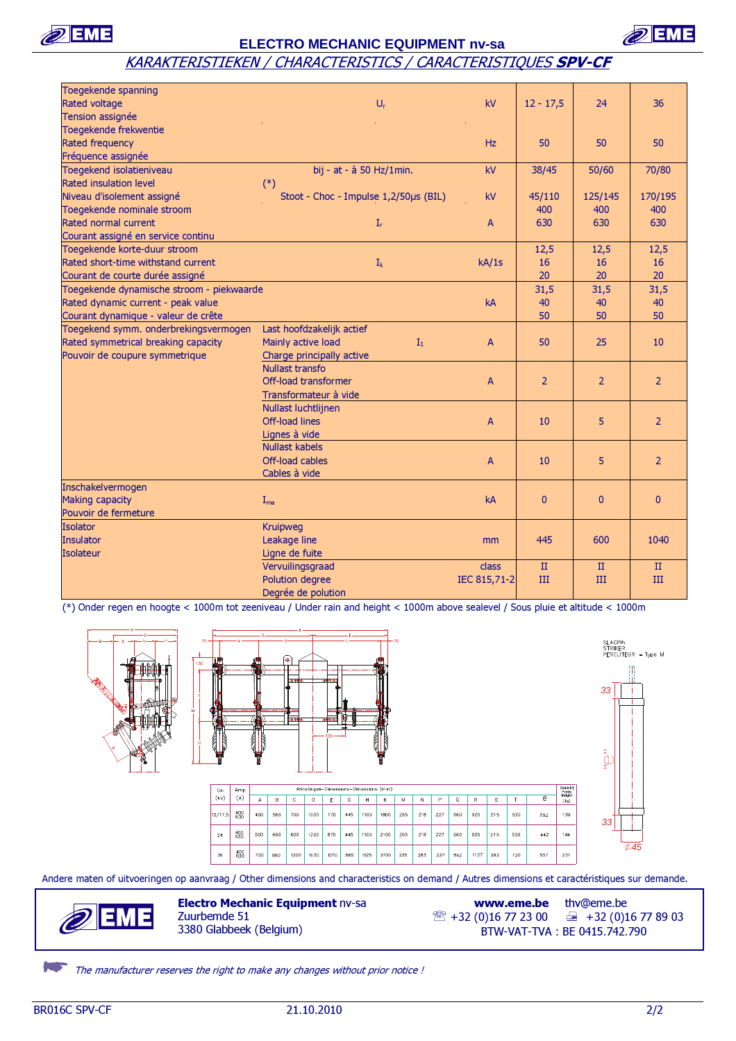## ELECTRO MECHANIC EQUIPMENT nv-sa

## KARAKTERISTIEKEN / CHARACTERISTICS / CARACTERISTIQUES **SPV-CF**

| | | | | | | |
|---|---|---|---|---|---|---|
| Toegekende spanning<br>Rated voltage<br>Tension assignée | | $U_r$ | kV | 12 - 17,5 | 24 | 36 |
| Toegekende frekwentie<br>Rated frequency<br>Fréquence assignée | | | Hz | 50 | 50 | 50 |
| Toegekend isolatieniveau<br>Rated insulation level<br>Niveau d'isolement assigné | (*) | bij - at - à 50 Hz/1min. | kV | 38/45 | 50/60 | 70/80 |
| | | Stoot - Choc - Impulse 1,2/50µs (BIL) | kV | 45/110 | 125/145 | 170/195 |
| Toegekende nominale stroom<br>Rated normal current<br>Courant assigné en service continu | | $I_r$ | A | 400<br>630 | 400<br>630 | 400<br>630 |
| Toegekende korte-duur stroom<br>Rated short-time withstand current<br>Courant de courte durée assigné | | $I_k$ | kA/1s | 12,5<br>16<br>20 | 12,5<br>16<br>20 | 12,5<br>16<br>20 |
| Toegekende dynamische stroom - piekwaarde<br>Rated dynamic current - peak value<br>Courant dynamique - valeur de crête | | | kA | 31,5<br>40<br>50 | 31,5<br>40<br>50 | 31,5<br>40<br>50 |
| Toegekend symm. onderbrekingsvermogen<br>Rated symmetrical breaking capacity<br>Pouvoir de coupure symmetrique | Last hoofdzakelijk actief<br>Mainly active load<br>Charge principally active | $I_1$ | A | 50 | 25 | 10 |
| | Nullast transfo<br>Off-load transformer<br>Transformateur à vide | | A | 2 | 2 | 2 |
| | Nullast luchtlijnen<br>Off-load lines<br>Lignes à vide | | A | 10 | 5 | 2 |
| | Nullast kabels<br>Off-load cables<br>Cables à vide | | A | 10 | 5 | 2 |
| Inschakelvermogen<br>Making capacity<br>Pouvoir de fermeture | | $I_{ma}$ | kA | 0 | 0 | 0 |
| Isolator<br>Insulator<br>Isolateur | Kruipweg<br>Leakage line<br>Ligne de fuite | | mm | 445 | 600 | 1040 |
| | Vervuilingsgraad<br>Polution degree<br>Degrée de polution | | class<br>IEC 815,71-2 | II<br>III | II<br>III | II<br>III |

(*) Onder regen en hoogte < 1000m tot zeeniveau / Under rain and height < 1000m above sealevel / Sous pluie et altitude < 1000m

SLAGPIN
STRIKER
PERCUTEUR – Type M

33
33
Ø45

| Un (kV) | Amp (A) | A | B | C | D | E | G | H | K | M | N | P | Q | R | S | T | e | Gewicht Poids Weight (kg) |
|---|---|---|---|---|---|---|---|---|---|---|---|---|---|---|---|---|---|---|
| 12/17,5 | 400<br>630 | 400 | 560 | 700 | 1030 | 770 | 445 | 1105 | 1800 | 265 | 218 | 227 | 660 | 925 | 215 | 530 | 292 | 139 |
| 24 | 400<br>630 | 500 | 660 | 800 | 1230 | 870 | 445 | 1105 | 2100 | 265 | 218 | 227 | 660 | 925 | 215 | 530 | 442 | 144 |
| 36 | 400<br>630 | 700 | 860 | 1000 | 1630 | 1070 | 665 | 1525 | 2700 | 235 | 383 | 227 | 892 | 1127 | 282 | 730 | 537 | 231 |

Afmetingen – Dimensions – Dimensions (mm)

Andere maten of uitvoeringen op aanvraag / Other dimensions and characteristics on demand / Autres dimensions et caractéristiques sur demande.

**Electro Mechanic Equipment** nv-sa
Zuurbemde 51
3380 Glabbeek (Belgium)

**www.eme.be** thv@eme.be
☎ +32 (0)16 77 23 00 +32 (0)16 77 89 03
BTW-VAT-TVA : BE 0415.742.790

*The manufacturer reserves the right to make any changes without prior notice !*

BR016C SPV-CF 21.10.2010